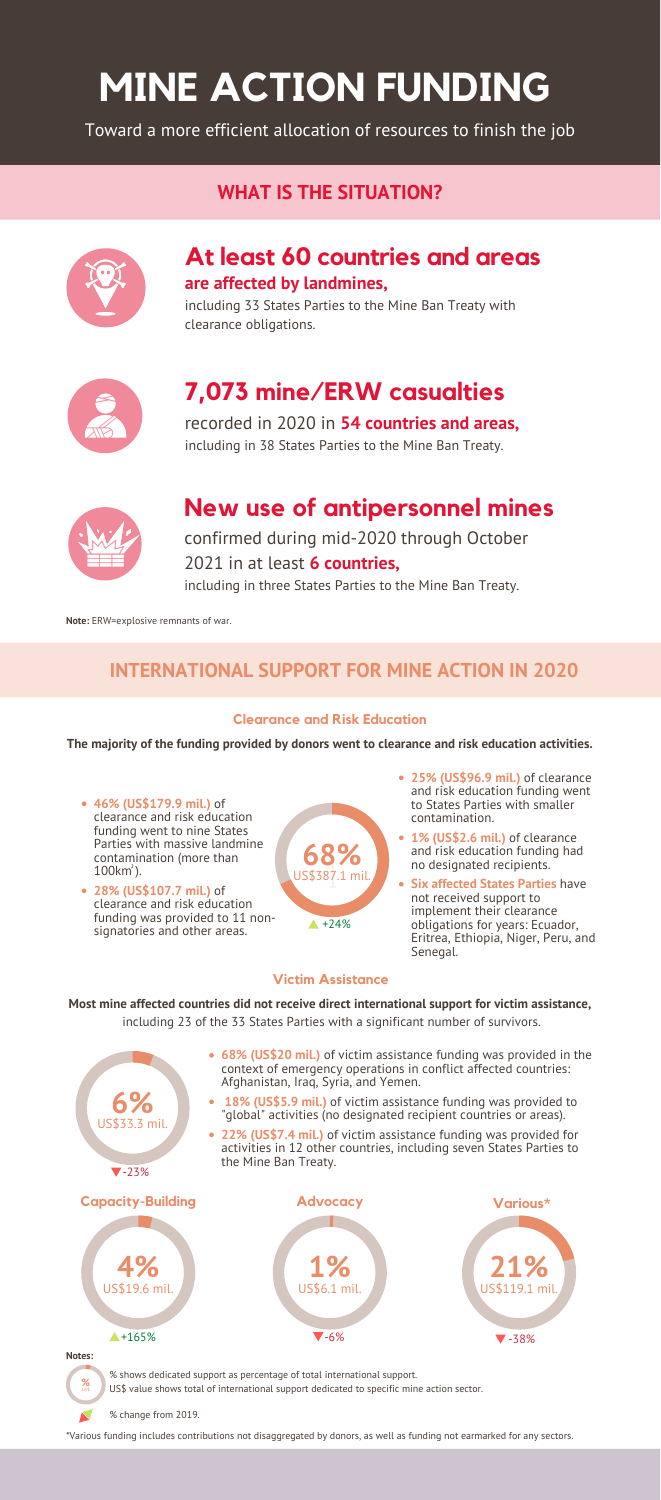# MINE ACTION FUNDING

Toward a more efficient allocation of resources to finish the job

## WHAT IS THE SITUATION?

### At least 60 countries and areas

**are affected by landmines,**

including 33 States Parties to the Mine Ban Treaty with clearance obligations.

### 7,073 mine/ERW casualties

recorded in 2020 in **54 countries and areas,** including in 38 States Parties to the Mine Ban Treaty.

### New use of antipersonnel mines

confirmed during mid-2020 through October 2021 in at least **6 countries,** including in three States Parties to the Mine Ban Treaty.

**Note:** ERW=explosive remnants of war.

## INTERNATIONAL SUPPORT FOR MINE ACTION IN 2020

### Clearance and Risk Education

**The majority of the funding provided by donors went to clearance and risk education activities.**

**68%** US$387.1 mil.

▲+24%

- **46% (US$179.9 mil.)** of clearance and risk education funding went to nine States Parties with massive landmine contamination (more than 100km²).
- **28% (US$107.7 mil.)** of clearance and risk education funding was provided to 11 non-signatories and other areas.
- **25% (US$96.9 mil.)** of clearance and risk education funding went to States Parties with smaller contamination.
- **1% (US$2.6 mil.)** of clearance and risk education funding had no designated recipients.
- **Six affected States Parties** have not received support to implement their clearance obligations for years: Ecuador, Eritrea, Ethiopia, Niger, Peru, and Senegal.

### Victim Assistance

**Most mine affected countries did not receive direct international support for victim assistance,** including 23 of the 33 States Parties with a significant number of survivors.

**6%** US$33.3 mil.

▼-23%

- **68% (US$20 mil.)** of victim assistance funding was provided in the context of emergency operations in conflict affected countries: Afghanistan, Iraq, Syria, and Yemen.
- **18% (US$5.9 mil.)** of victim assistance funding was provided to "global" activities (no designated recipient countries or areas).
- **22% (US$7.4 mil.)** of victim assistance funding was provided for activities in 12 other countries, including seven States Parties to the Mine Ban Treaty.

### Capacity-Building

**4%** US$19.6 mil.

▲+165%

### Advocacy

**1%** US$6.1 mil.

▼-6%

### Various*

**21%** US$119.1 mil.

▼-38%

**Notes:**

% shows dedicated support as percentage of total international support.
US$ value shows total of international support dedicated to specific mine action sector.

% change from 2019.

*Various funding includes contributions not disaggregated by donors, as well as funding not earmarked for any sectors.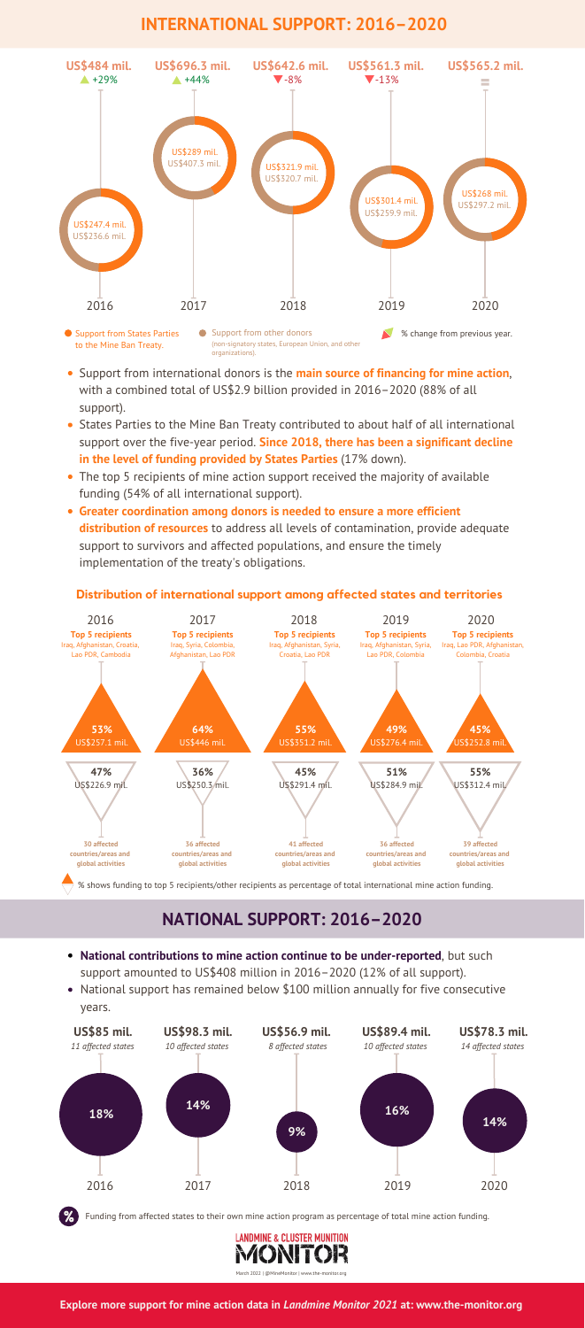# INTERNATIONAL SUPPORT: 2016–2020

US$484 mil. ▲+29%
US$696.3 mil. ▲+44%
US$642.6 mil. ▼-8%
US$561.3 mil. ▼-13%
US$565.2 mil. =

US$247.4 mil.
US$236.6 mil.
2016

US$289 mil.
US$407.3 mil.
2017

US$321.9 mil.
US$320.7 mil.
2018

US$301.4 mil.
US$259.9 mil.
2019

US$268 mil.
US$297.2 mil.
2020

Support from States Parties to the Mine Ban Treaty.
Support from other donors (non-signatory states, European Union, and other organizations).
% change from previous year.

- Support from international donors is the **main source of financing for mine action**, with a combined total of US$2.9 billion provided in 2016–2020 (88% of all support).
- States Parties to the Mine Ban Treaty contributed to about half of all international support over the five-year period. **Since 2018, there has been a significant decline in the level of funding provided by States Parties** (17% down).
- The top 5 recipients of mine action support received the majority of available funding (54% of all international support).
- **Greater coordination among donors is needed to ensure a more efficient distribution of resources** to address all levels of contamination, provide adequate support to survivors and affected populations, and ensure the timely implementation of the treaty's obligations.

### Distribution of international support among affected states and territories

2016
**Top 5 recipients**
Iraq, Afghanistan, Croatia, Lao PDR, Cambodia
**53%**
US$257.1 mil.
**47%**
US$226.9 mil.
30 affected countries/areas and global activities

2017
**Top 5 recipients**
Iraq, Syria, Colombia, Afghanistan, Lao PDR
**64%**
US$446 mil.
**36%**
US$250.3 mil.
36 affected countries/areas and global activities

2018
**Top 5 recipients**
Iraq, Afghanistan, Syria, Croatia, Lao PDR
**55%**
US$351.2 mil.
**45%**
US$291.4 mil.
41 affected countries/areas and global activities

2019
**Top 5 recipients**
Iraq, Afghanistan, Syria, Lao PDR, Colombia
**49%**
US$276.4 mil.
**51%**
US$284.9 mil.
36 affected countries/areas and global activities

2020
**Top 5 recipients**
Iraq, Lao PDR, Afghanistan, Colombia, Croatia
**45%**
US$252.8 mil.
**55%**
US$312.4 mil.
39 affected countries/areas and global activities

% shows funding to top 5 recipients/other recipients as percentage of total international mine action funding.

# NATIONAL SUPPORT: 2016–2020

- **National contributions to mine action continue to be under-reported**, but such support amounted to US$408 million in 2016–2020 (12% of all support).
- National support has remained below $100 million annually for five consecutive years.

**US$85 mil.** *11 affected states* **18%** 2016
**US$98.3 mil.** *10 affected states* **14%** 2017
**US$56.9 mil.** *8 affected states* **9%** 2018
**US$89.4 mil.** *10 affected states* **16%** 2019
**US$78.3 mil.** *14 affected states* **14%** 2020

Funding from affected states to their own mine action program as percentage of total mine action funding.

LANDMINE & CLUSTER MUNITION MONITOR
March 2022 | @MineMonitor | www.the-monitor.org

**Explore more support for mine action data in *Landmine Monitor 2021* at: www.the-monitor.org**